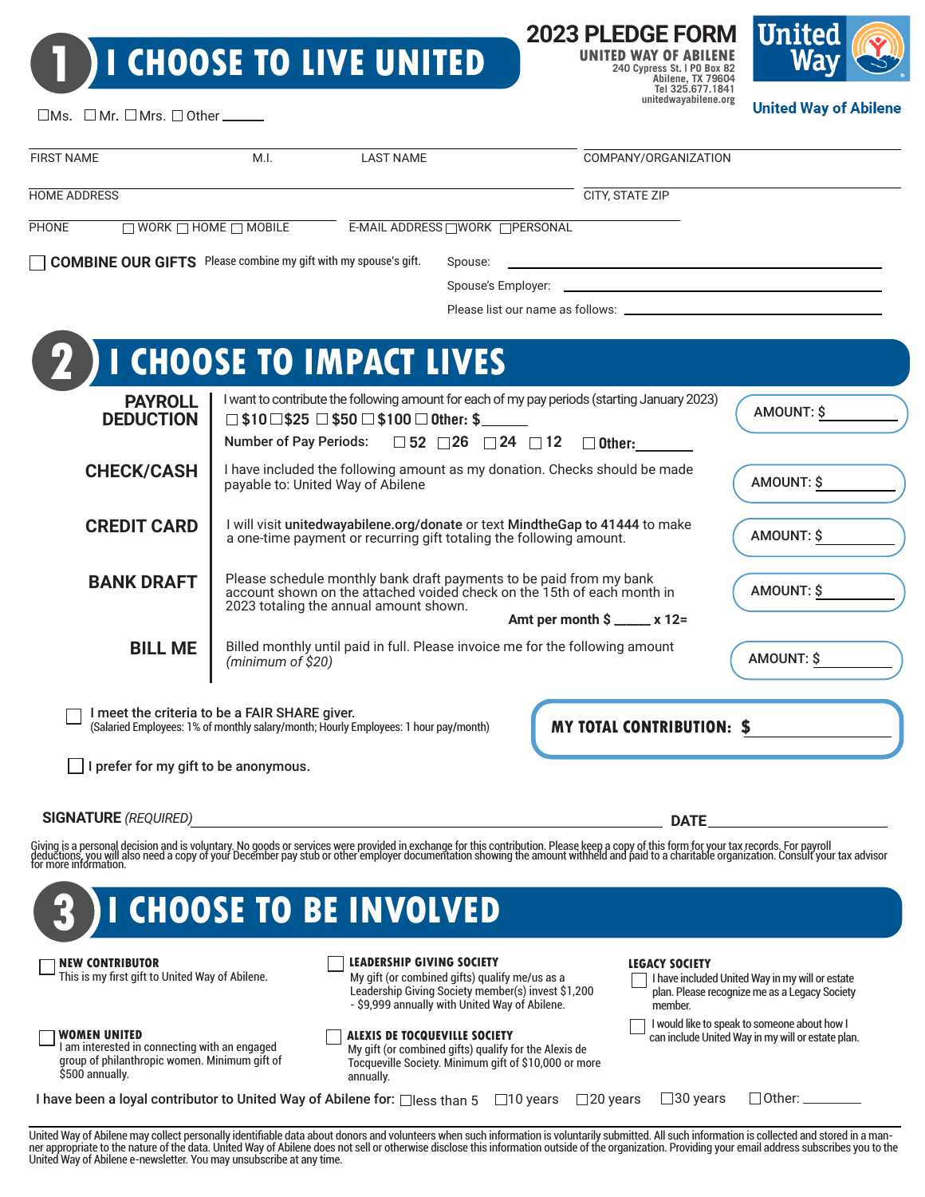# 1 I CHOOSE TO LIVE UNITED

**2023 PLEDGE FORM**
**UNITED WAY OF ABILENE**
240 Cypress St. | PO Box 82
Abilene, TX 79604
Tel 325.677.1841
unitedwayabilene.org

United Way of Abilene

☐Ms. ☐Mr. ☐Mrs. ☐Other ______

FIRST NAME | M.I. | LAST NAME | COMPANY/ORGANIZATION

HOME ADDRESS | CITY, STATE ZIP

PHONE ☐WORK ☐HOME ☐MOBILE | E-MAIL ADDRESS ☐WORK ☐PERSONAL

☐ **COMBINE OUR GIFTS** Please combine my gift with my spouse's gift.

Spouse: ______

Spouse's Employer: ______

Please list our name as follows: ______

# 2 I CHOOSE TO IMPACT LIVES

| | | |
|---|---|---|
| **PAYROLL DEDUCTION** | I want to contribute the following amount for each of my pay periods (starting January 2023)<br>☐$10 ☐$25 ☐$50 ☐$100 ☐Other: $______<br>Number of Pay Periods: ☐52 ☐26 ☐24 ☐12 ☐Other:______ | AMOUNT: $______ |
| **CHECK/CASH** | I have included the following amount as my donation. Checks should be made payable to: United Way of Abilene | AMOUNT: $______ |
| **CREDIT CARD** | I will visit **unitedwayabilene.org/donate** or text **MindtheGap to 41444** to make a one-time payment or recurring gift totaling the following amount. | AMOUNT: $______ |
| **BANK DRAFT** | Please schedule monthly bank draft payments to be paid from my bank account shown on the attached voided check on the 15th of each month in 2023 totaling the annual amount shown.<br>**Amt per month $ _____ x 12=** | AMOUNT: $______ |
| **BILL ME** | Billed monthly until paid in full. Please invoice me for the following amount *(minimum of $20)* | AMOUNT: $______ |

☐ **I meet the criteria to be a FAIR SHARE giver.**
(Salaried Employees: 1% of monthly salary/month; Hourly Employees: 1 hour pay/month)

**MY TOTAL CONTRIBUTION: $** ______

☐ I prefer for my gift to be anonymous.

**SIGNATURE** *(REQUIRED)* ______ **DATE** ______

Giving is a personal decision and is voluntary. No goods or services were provided in exchange for this contribution. Please keep a copy of this form for your tax records. For payroll deductions, you will also need a copy of your December pay stub or other employer documentation showing the amount withheld and paid to a charitable organization. Consult your tax advisor for more information.

# 3 I CHOOSE TO BE INVOLVED

☐ **NEW CONTRIBUTOR**
This is my first gift to United Way of Abilene.

☐ **WOMEN UNITED**
I am interested in connecting with an engaged group of philanthropic women. Minimum gift of $500 annually.

☐ **LEADERSHIP GIVING SOCIETY**
My gift (or combined gifts) qualify me/us as a Leadership Giving Society member(s) invest $1,200 - $9,999 annually with United Way of Abilene.

☐ **ALEXIS DE TOCQUEVILLE SOCIETY**
My gift (or combined gifts) qualify for the Alexis de Tocqueville Society. Minimum gift of $10,000 or more annually.

**LEGACY SOCIETY**
☐ I have included United Way in my will or estate plan. Please recognize me as a Legacy Society member.
☐ I would like to speak to someone about how I can include United Way in my will or estate plan.

I have been a loyal contributor to United Way of Abilene for: ☐less than 5 ☐10 years ☐20 years ☐30 years ☐Other: ______

United Way of Abilene may collect personally identifiable data about donors and volunteers when such information is voluntarily submitted. All such information is collected and stored in a manner appropriate to the nature of the data. United Way of Abilene does not sell or otherwise disclose this information outside of the organization. Providing your email address subscribes you to the United Way of Abilene e-newsletter. You may unsubscribe at any time.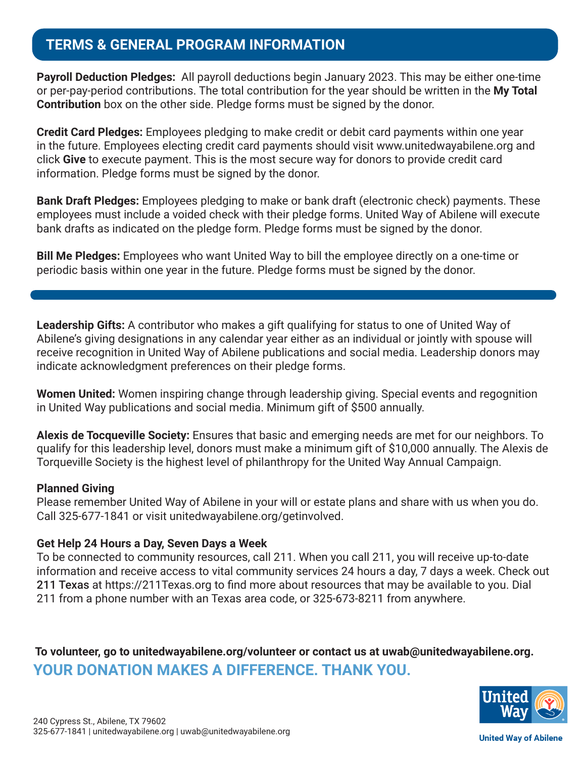## TERMS & GENERAL PROGRAM INFORMATION

**Payroll Deduction Pledges:** All payroll deductions begin January 2023. This may be either one-time or per-pay-period contributions. The total contribution for the year should be written in the **My Total Contribution** box on the other side. Pledge forms must be signed by the donor.

**Credit Card Pledges:** Employees pledging to make credit or debit card payments within one year in the future. Employees electing credit card payments should visit www.unitedwayabilene.org and click **Give** to execute payment. This is the most secure way for donors to provide credit card information. Pledge forms must be signed by the donor.

**Bank Draft Pledges:** Employees pledging to make or bank draft (electronic check) payments. These employees must include a voided check with their pledge forms. United Way of Abilene will execute bank drafts as indicated on the pledge form. Pledge forms must be signed by the donor.

**Bill Me Pledges:** Employees who want United Way to bill the employee directly on a one-time or periodic basis within one year in the future. Pledge forms must be signed by the donor.

---

**Leadership Gifts:** A contributor who makes a gift qualifying for status to one of United Way of Abilene's giving designations in any calendar year either as an individual or jointly with spouse will receive recognition in United Way of Abilene publications and social media. Leadership donors may indicate acknowledgment preferences on their pledge forms.

**Women United:** Women inspiring change through leadership giving. Special events and regognition in United Way publications and social media. Minimum gift of $500 annually.

**Alexis de Tocqueville Society:** Ensures that basic and emerging needs are met for our neighbors. To qualify for this leadership level, donors must make a minimum gift of $10,000 annually. The Alexis de Torqueville Society is the highest level of philanthropy for the United Way Annual Campaign.

**Planned Giving**

Please remember United Way of Abilene in your will or estate plans and share with us when you do. Call 325-677-1841 or visit unitedwayabilene.org/getinvolved.

**Get Help 24 Hours a Day, Seven Days a Week**

To be connected to community resources, call 211. When you call 211, you will receive up-to-date information and receive access to vital community services 24 hours a day, 7 days a week. Check out **211 Texas** at https://211Texas.org to find more about resources that may be available to you. Dial 211 from a phone number with an Texas area code, or 325-673-8211 from anywhere.

**To volunteer, go to unitedwayabilene.org/volunteer or contact us at uwab@unitedwayabilene.org.**

**YOUR DONATION MAKES A DIFFERENCE. THANK YOU.**

240 Cypress St., Abilene, TX 79602
325-677-1841 | unitedwayabilene.org | uwab@unitedwayabilene.org

United Way

United Way of Abilene